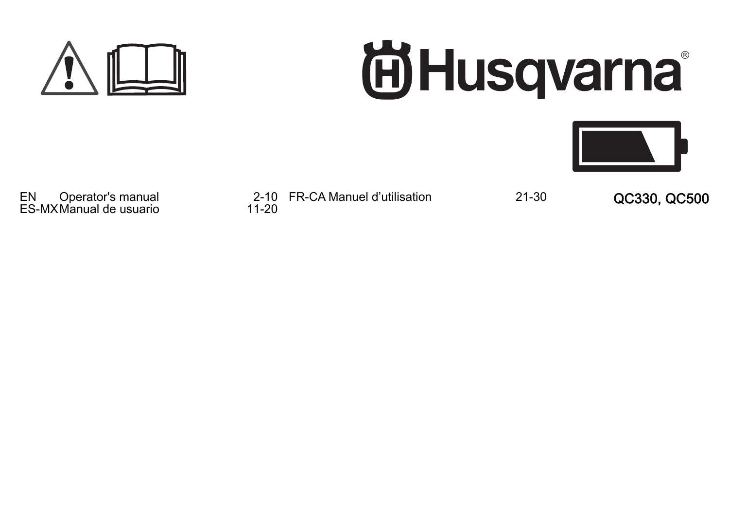Husqvarna®

| | | |
|---|---|---|
| EN | Operator's manual | 2-10 |
| ES-MX | Manual de usuario | 11-20 |
| FR-CA | Manuel d’utilisation | 21-30 |

**QC330, QC500**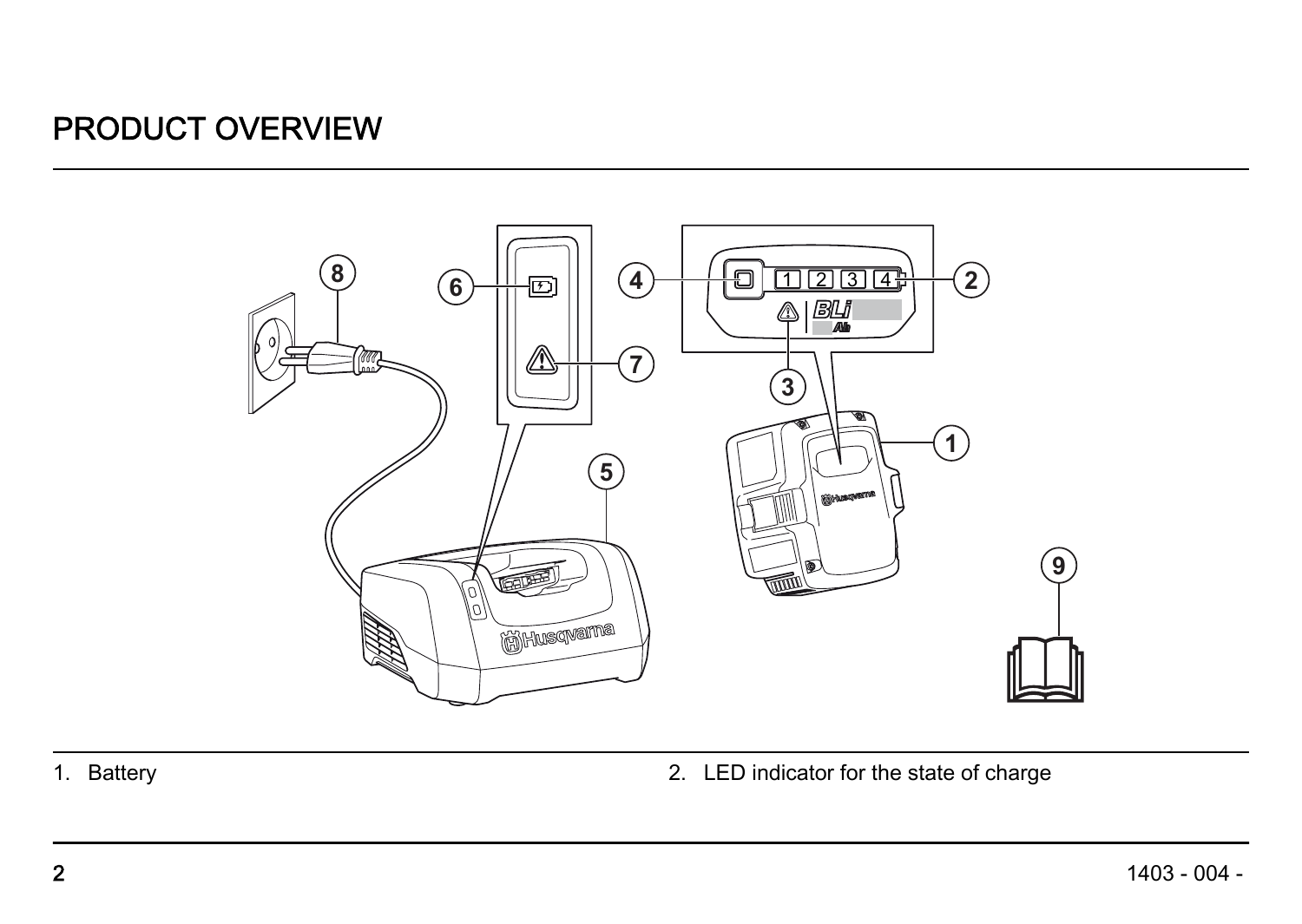# PRODUCT OVERVIEW

1. Battery
2. LED indicator for the state of charge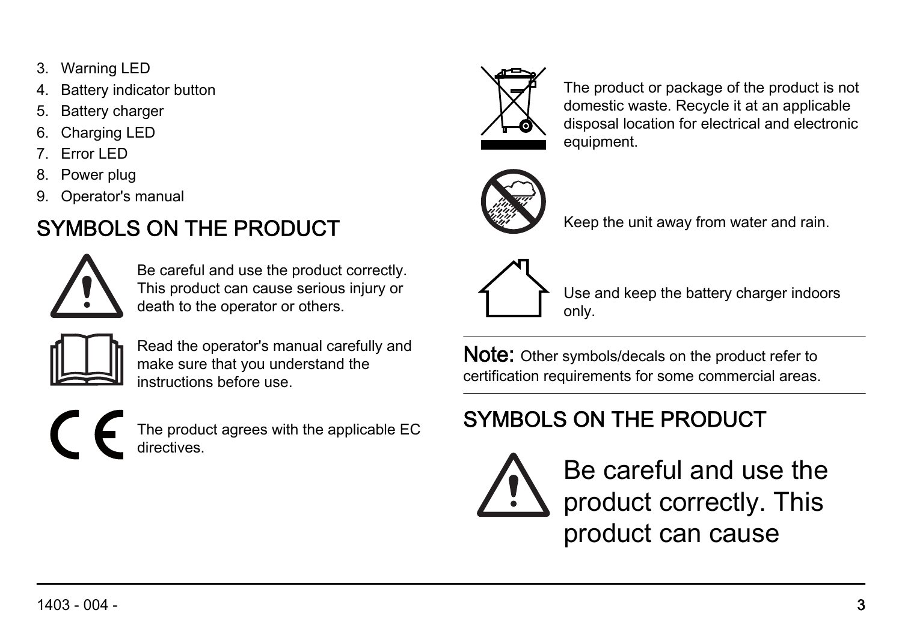3. Warning LED
4. Battery indicator button
5. Battery charger
6. Charging LED
7. Error LED
8. Power plug
9. Operator's manual

## SYMBOLS ON THE PRODUCT

Be careful and use the product correctly. This product can cause serious injury or death to the operator or others.

Read the operator's manual carefully and make sure that you understand the instructions before use.

The product agrees with the applicable EC directives.

The product or package of the product is not domestic waste. Recycle it at an applicable disposal location for electrical and electronic equipment.

Keep the unit away from water and rain.

Use and keep the battery charger indoors only.

**Note:** Other symbols/decals on the product refer to certification requirements for some commercial areas.

## SYMBOLS ON THE PRODUCT

Be careful and use the product correctly. This product can cause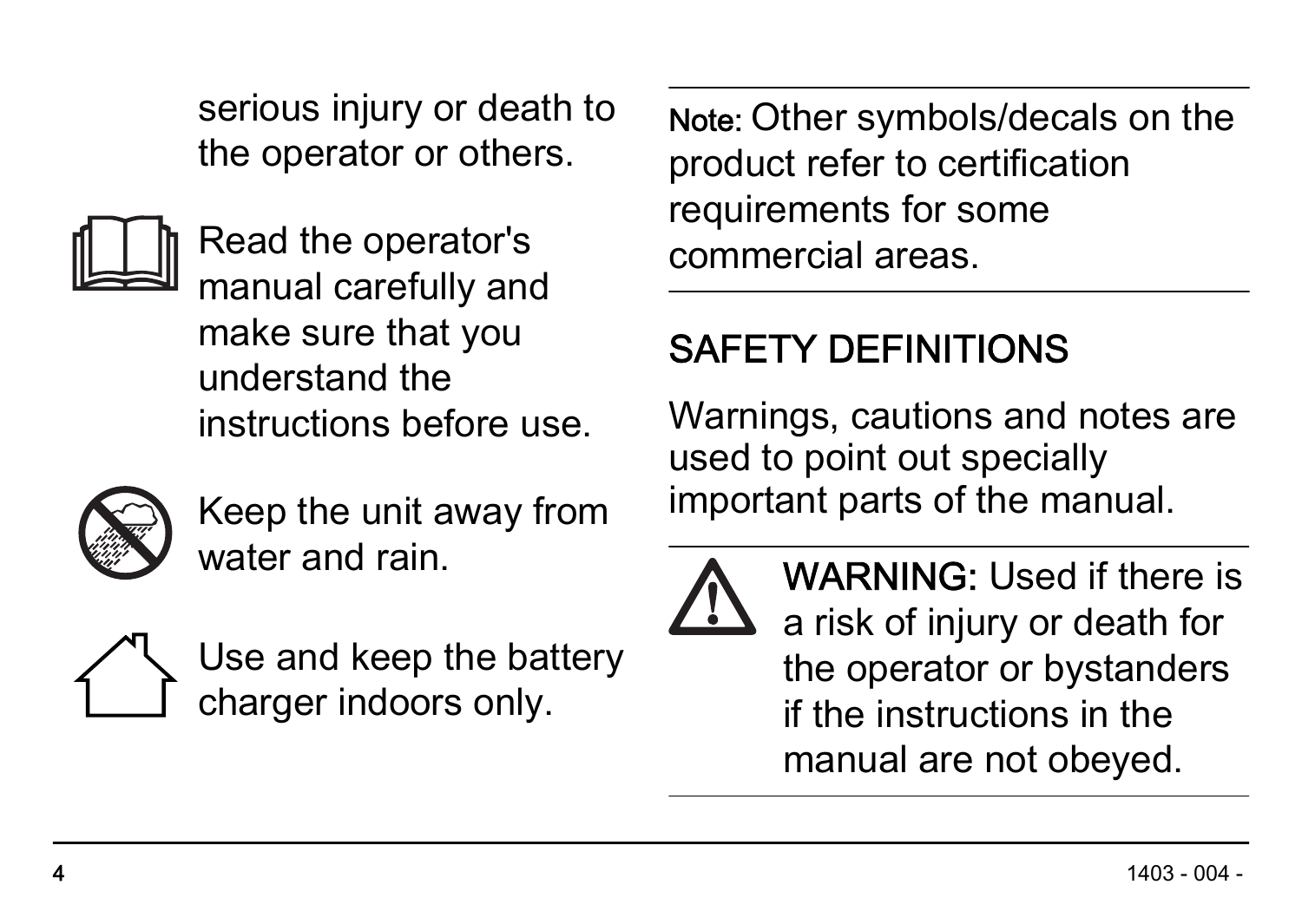serious injury or death to the operator or others.

Read the operator's manual carefully and make sure that you understand the instructions before use.

Keep the unit away from water and rain.

Use and keep the battery charger indoors only.

**Note:** Other symbols/decals on the product refer to certification requirements for some commercial areas.

## SAFETY DEFINITIONS

Warnings, cautions and notes are used to point out specially important parts of the manual.

**WARNING:** Used if there is a risk of injury or death for the operator or bystanders if the instructions in the manual are not obeyed.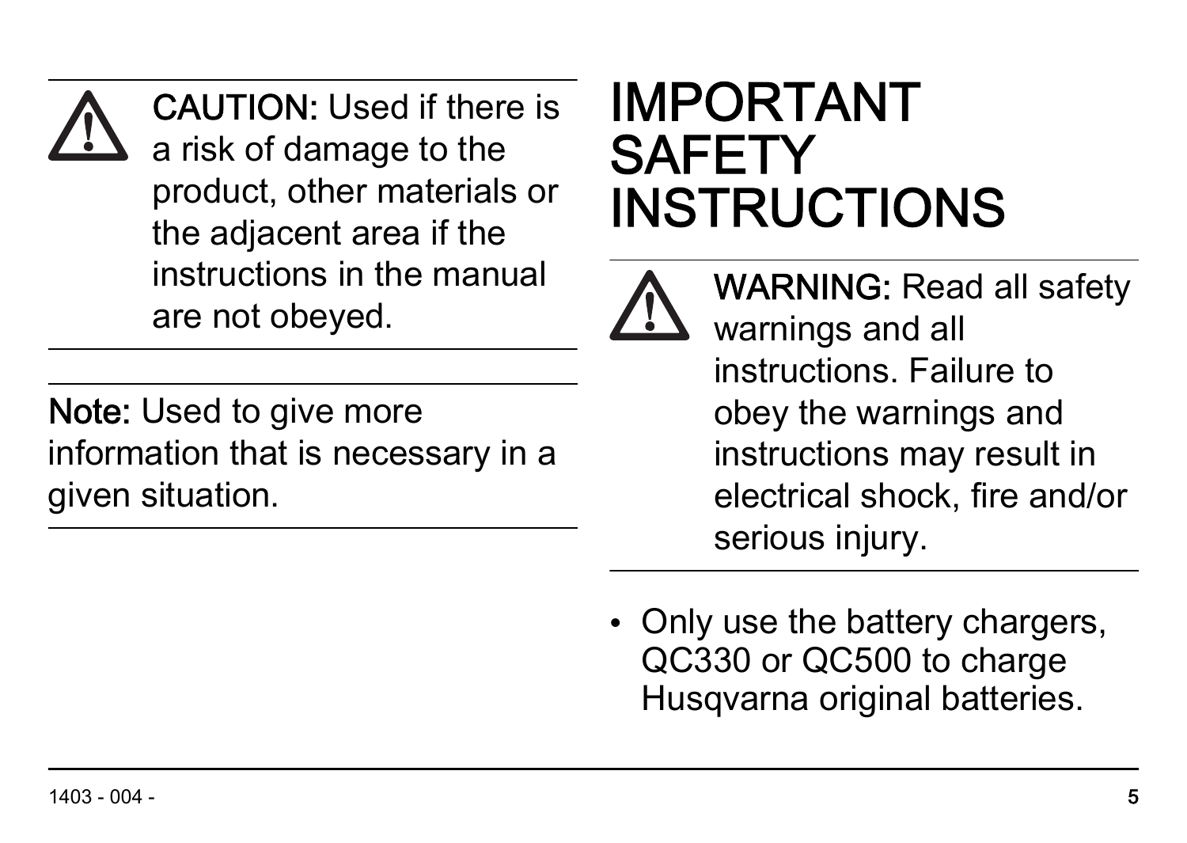**CAUTION:** Used if there is a risk of damage to the product, other materials or the adjacent area if the instructions in the manual are not obeyed.

**Note:** Used to give more information that is necessary in a given situation.

# IMPORTANT SAFETY INSTRUCTIONS

**WARNING:** Read all safety warnings and all instructions. Failure to obey the warnings and instructions may result in electrical shock, fire and/or serious injury.

- Only use the battery chargers, QC330 or QC500 to charge Husqvarna original batteries.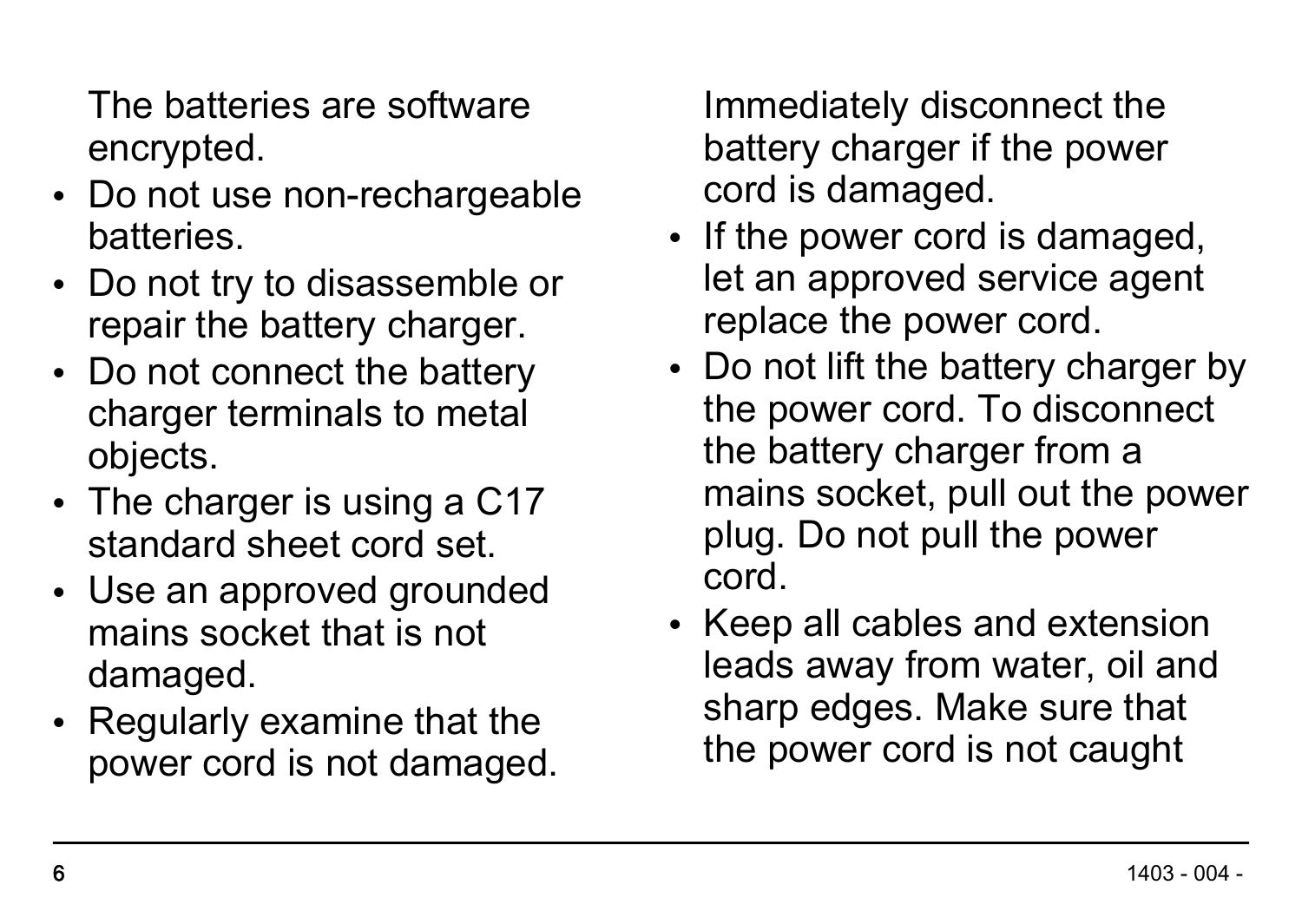The batteries are software encrypted.

- Do not use non-rechargeable batteries.
- Do not try to disassemble or repair the battery charger.
- Do not connect the battery charger terminals to metal objects.
- The charger is using a C17 standard sheet cord set.
- Use an approved grounded mains socket that is not damaged.
- Regularly examine that the power cord is not damaged.

Immediately disconnect the battery charger if the power cord is damaged.

- If the power cord is damaged, let an approved service agent replace the power cord.
- Do not lift the battery charger by the power cord. To disconnect the battery charger from a mains socket, pull out the power plug. Do not pull the power cord.
- Keep all cables and extension leads away from water, oil and sharp edges. Make sure that the power cord is not caught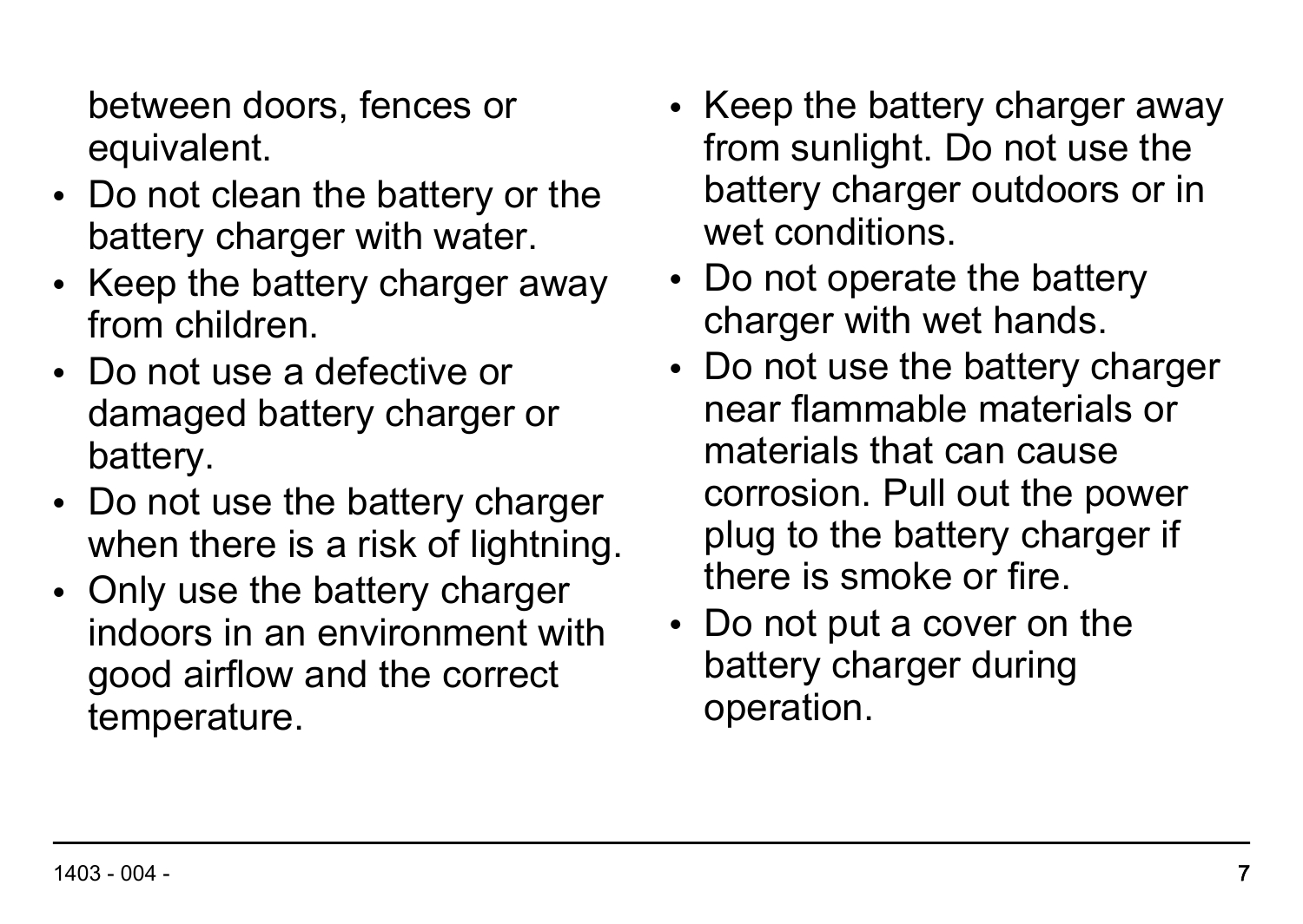between doors, fences or equivalent.

- Do not clean the battery or the battery charger with water.
- Keep the battery charger away from children.
- Do not use a defective or damaged battery charger or battery.
- Do not use the battery charger when there is a risk of lightning.
- Only use the battery charger indoors in an environment with good airflow and the correct temperature.
- Keep the battery charger away from sunlight. Do not use the battery charger outdoors or in wet conditions.
- Do not operate the battery charger with wet hands.
- Do not use the battery charger near flammable materials or materials that can cause corrosion. Pull out the power plug to the battery charger if there is smoke or fire.
- Do not put a cover on the battery charger during operation.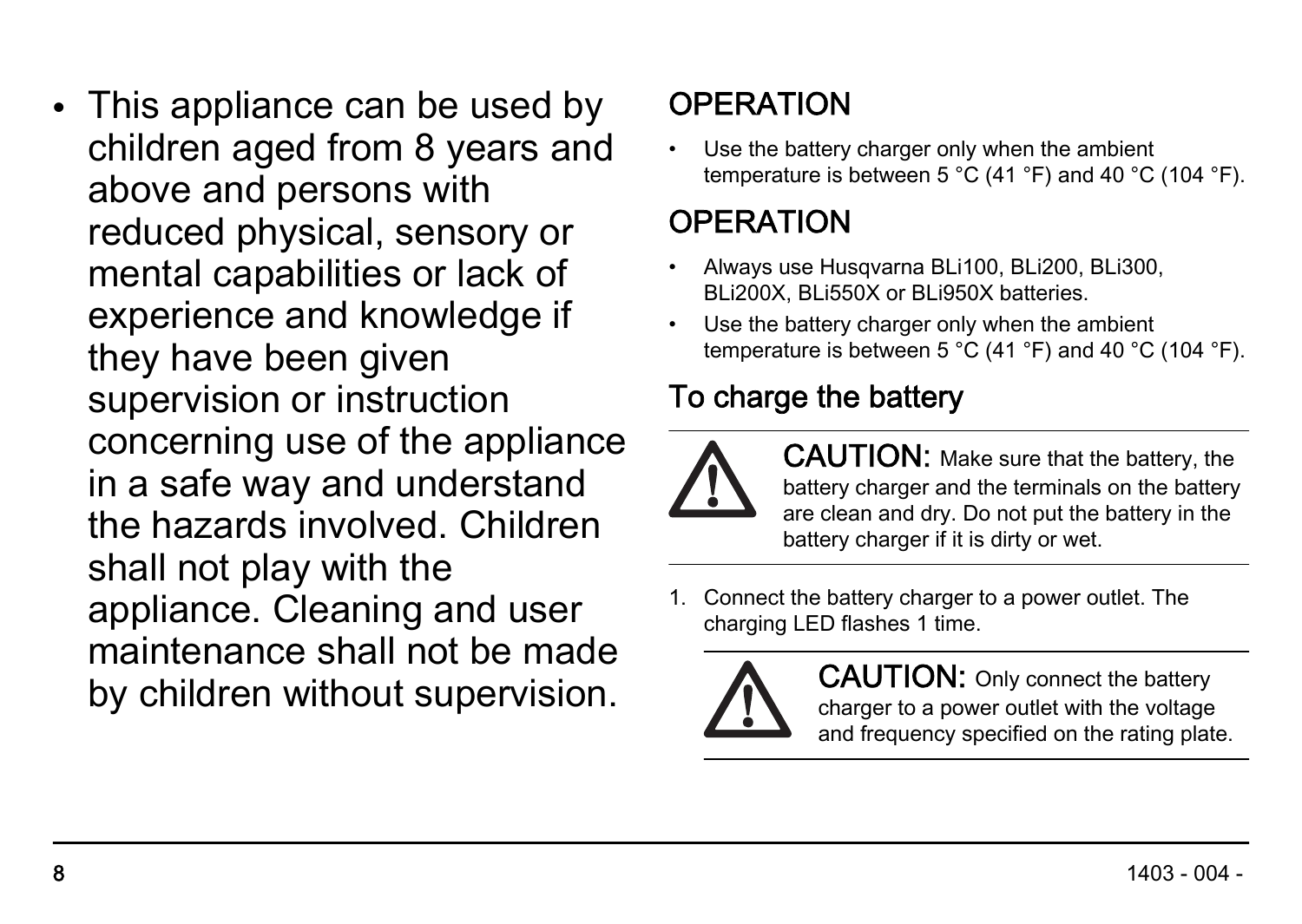- This appliance can be used by children aged from 8 years and above and persons with reduced physical, sensory or mental capabilities or lack of experience and knowledge if they have been given supervision or instruction concerning use of the appliance in a safe way and understand the hazards involved. Children shall not play with the appliance. Cleaning and user maintenance shall not be made by children without supervision.

## OPERATION

- Use the battery charger only when the ambient temperature is between 5 °C (41 °F) and 40 °C (104 °F).

## OPERATION

- Always use Husqvarna BLi100, BLi200, BLi300, BLi200X, BLi550X or BLi950X batteries.
- Use the battery charger only when the ambient temperature is between 5 °C (41 °F) and 40 °C (104 °F).

## To charge the battery

**CAUTION:** Make sure that the battery, the battery charger and the terminals on the battery are clean and dry. Do not put the battery in the battery charger if it is dirty or wet.

1. Connect the battery charger to a power outlet. The charging LED flashes 1 time.

   **CAUTION:** Only connect the battery charger to a power outlet with the voltage and frequency specified on the rating plate.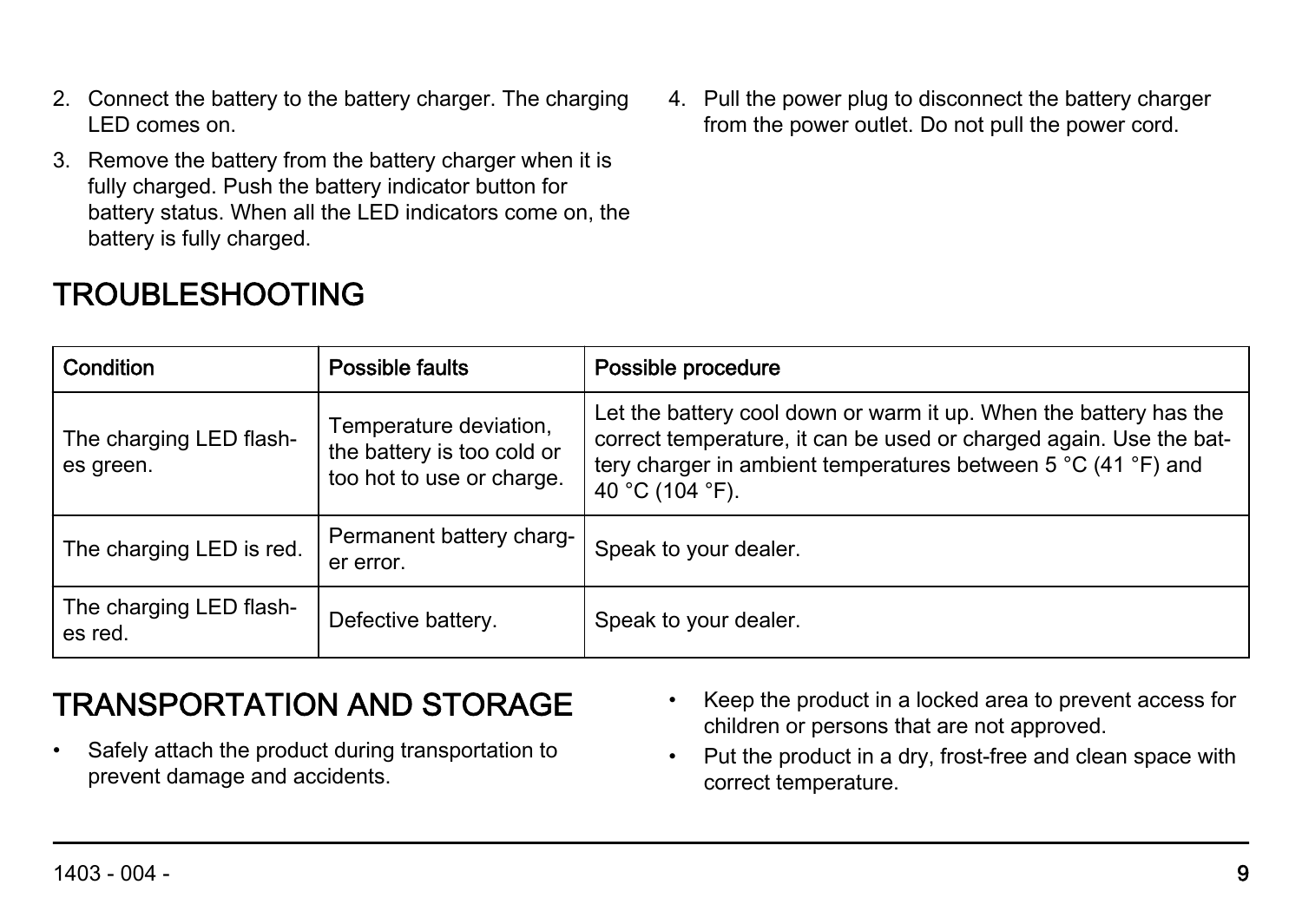2. Connect the battery to the battery charger. The charging LED comes on.
3. Remove the battery from the battery charger when it is fully charged. Push the battery indicator button for battery status. When all the LED indicators come on, the battery is fully charged.
4. Pull the power plug to disconnect the battery charger from the power outlet. Do not pull the power cord.

## TROUBLESHOOTING

| Condition | Possible faults | Possible procedure |
| --- | --- | --- |
| The charging LED flashes green. | Temperature deviation, the battery is too cold or too hot to use or charge. | Let the battery cool down or warm it up. When the battery has the correct temperature, it can be used or charged again. Use the battery charger in ambient temperatures between 5 °C (41 °F) and 40 °C (104 °F). |
| The charging LED is red. | Permanent battery charger error. | Speak to your dealer. |
| The charging LED flashes red. | Defective battery. | Speak to your dealer. |

## TRANSPORTATION AND STORAGE

- Safely attach the product during transportation to prevent damage and accidents.
- Keep the product in a locked area to prevent access for children or persons that are not approved.
- Put the product in a dry, frost-free and clean space with correct temperature.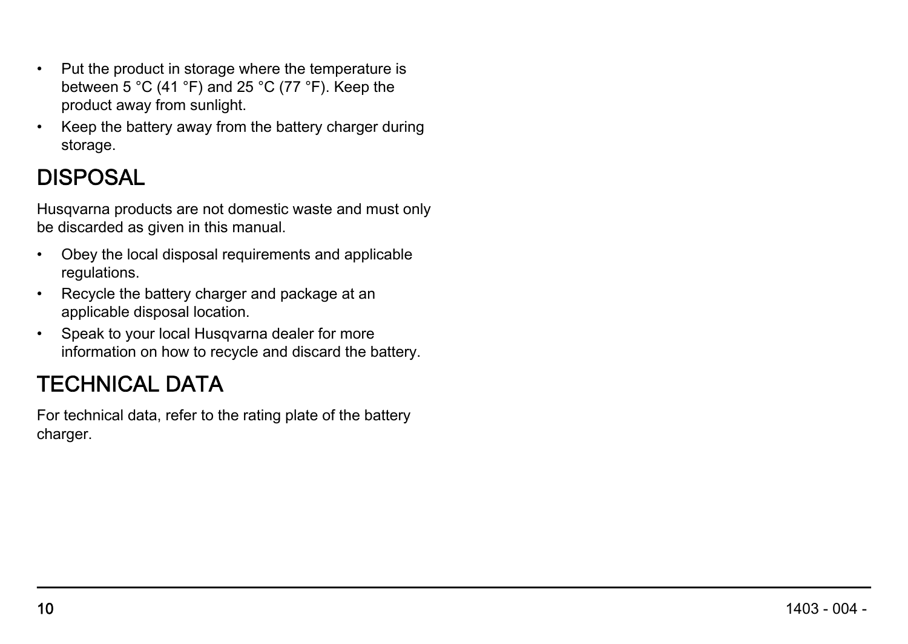- Put the product in storage where the temperature is between 5 °C (41 °F) and 25 °C (77 °F). Keep the product away from sunlight.
- Keep the battery away from the battery charger during storage.

# DISPOSAL

Husqvarna products are not domestic waste and must only be discarded as given in this manual.

- Obey the local disposal requirements and applicable regulations.
- Recycle the battery charger and package at an applicable disposal location.
- Speak to your local Husqvarna dealer for more information on how to recycle and discard the battery.

# TECHNICAL DATA

For technical data, refer to the rating plate of the battery charger.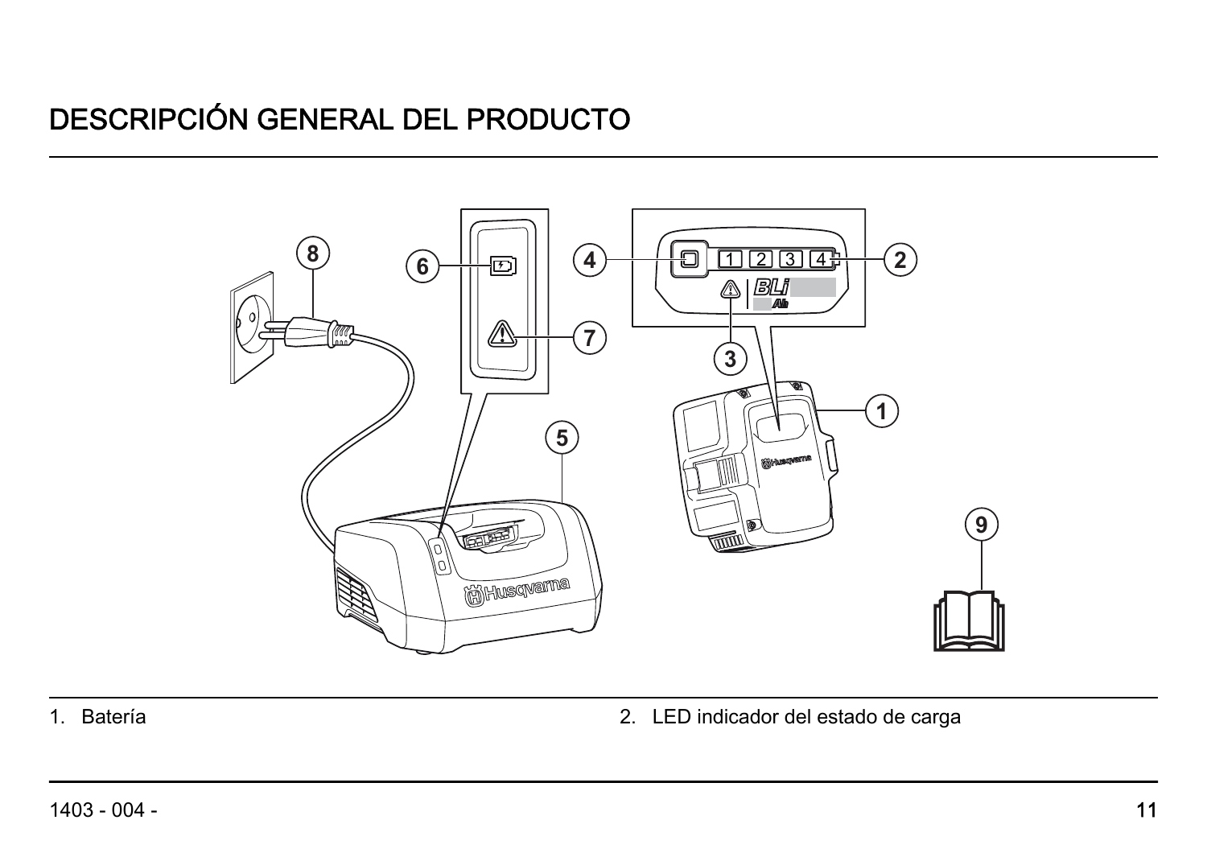# DESCRIPCIÓN GENERAL DEL PRODUCTO

1. Batería
2. LED indicador del estado de carga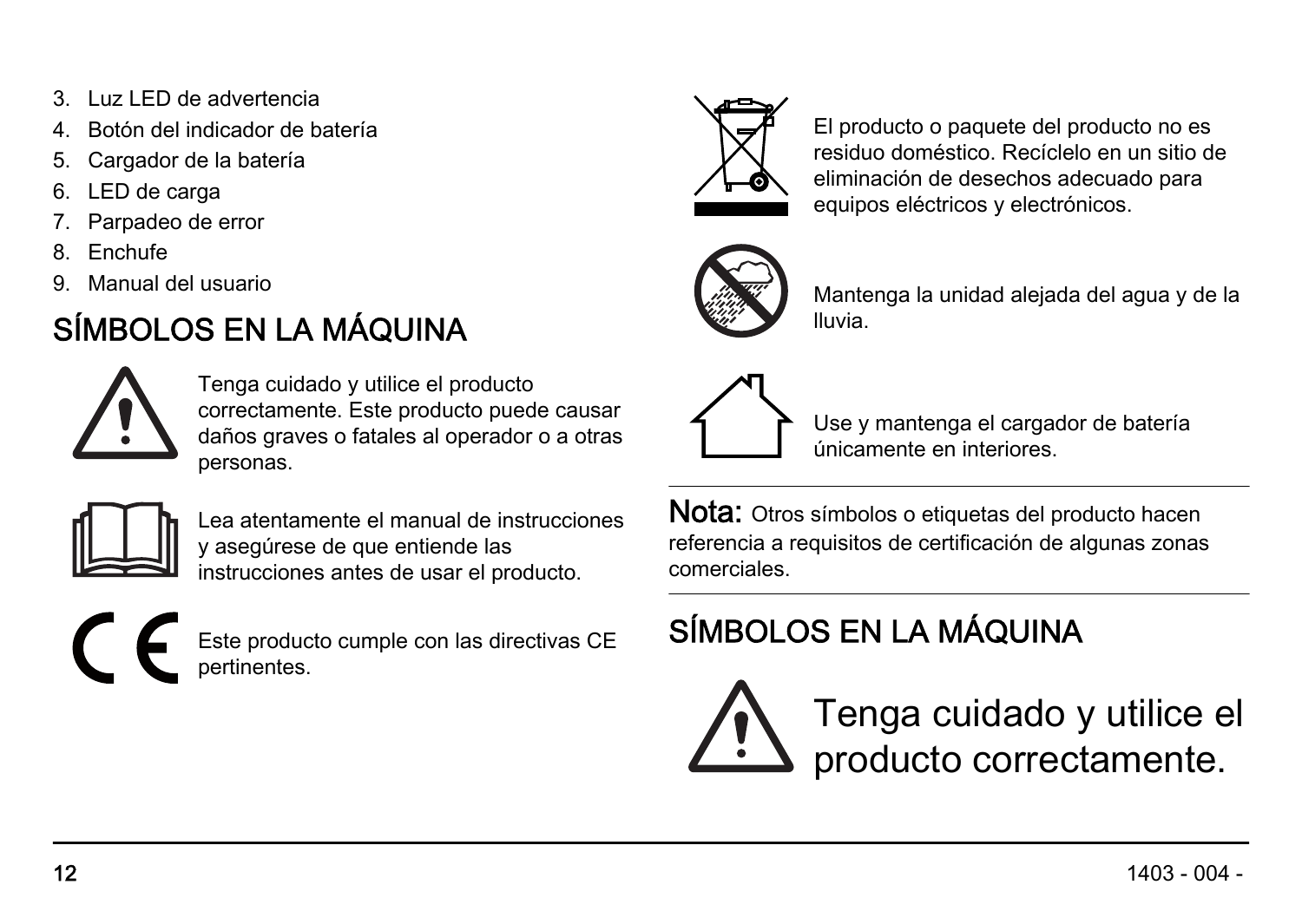3. Luz LED de advertencia
4. Botón del indicador de batería
5. Cargador de la batería
6. LED de carga
7. Parpadeo de error
8. Enchufe
9. Manual del usuario

## SÍMBOLOS EN LA MÁQUINA

Tenga cuidado y utilice el producto correctamente. Este producto puede causar daños graves o fatales al operador o a otras personas.

Lea atentamente el manual de instrucciones y asegúrese de que entiende las instrucciones antes de usar el producto.

Este producto cumple con las directivas CE pertinentes.

El producto o paquete del producto no es residuo doméstico. Recíclelo en un sitio de eliminación de desechos adecuado para equipos eléctricos y electrónicos.

Mantenga la unidad alejada del agua y de la lluvia.

Use y mantenga el cargador de batería únicamente en interiores.

---

**Nota:** Otros símbolos o etiquetas del producto hacen referencia a requisitos de certificación de algunas zonas comerciales.

---

## SÍMBOLOS EN LA MÁQUINA

Tenga cuidado y utilice el producto correctamente.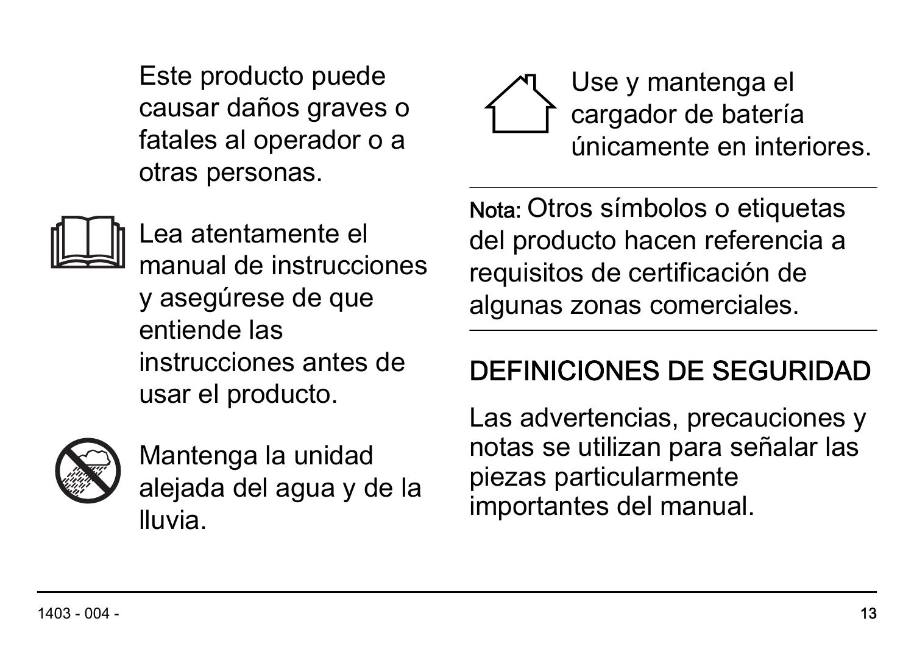Este producto puede causar daños graves o fatales al operador o a otras personas.

Lea atentamente el manual de instrucciones y asegúrese de que entiende las instrucciones antes de usar el producto.

Mantenga la unidad alejada del agua y de la lluvia.

Use y mantenga el cargador de batería únicamente en interiores.

---

**Nota:** Otros símbolos o etiquetas del producto hacen referencia a requisitos de certificación de algunas zonas comerciales.

---

## DEFINICIONES DE SEGURIDAD

Las advertencias, precauciones y notas se utilizan para señalar las piezas particularmente importantes del manual.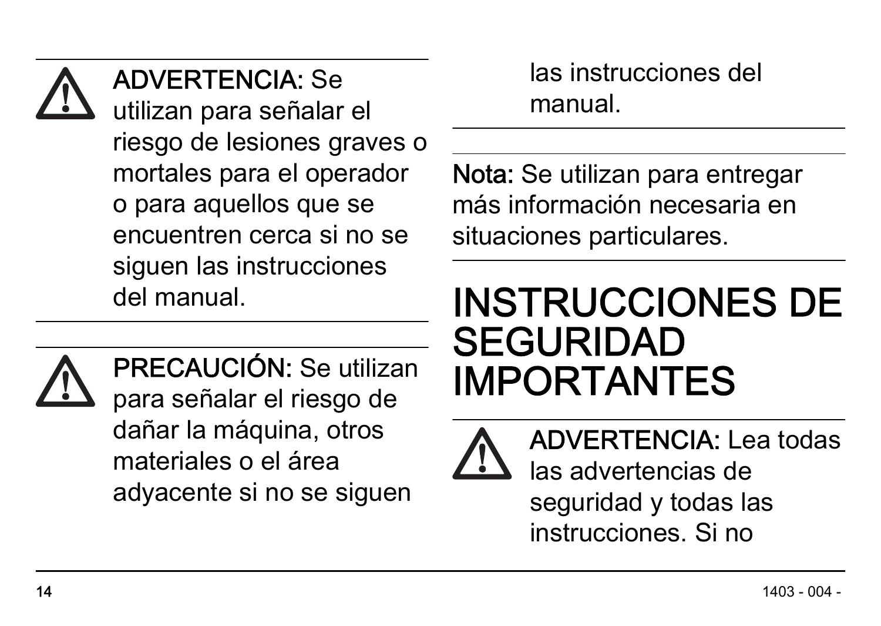**ADVERTENCIA:** Se utilizan para señalar el riesgo de lesiones graves o mortales para el operador o para aquellos que se encuentren cerca si no se siguen las instrucciones del manual.

**PRECAUCIÓN:** Se utilizan para señalar el riesgo de dañar la máquina, otros materiales o el área adyacente si no se siguen las instrucciones del manual.

**Nota:** Se utilizan para entregar más información necesaria en situaciones particulares.

# INSTRUCCIONES DE SEGURIDAD IMPORTANTES

**ADVERTENCIA:** Lea todas las advertencias de seguridad y todas las instrucciones. Si no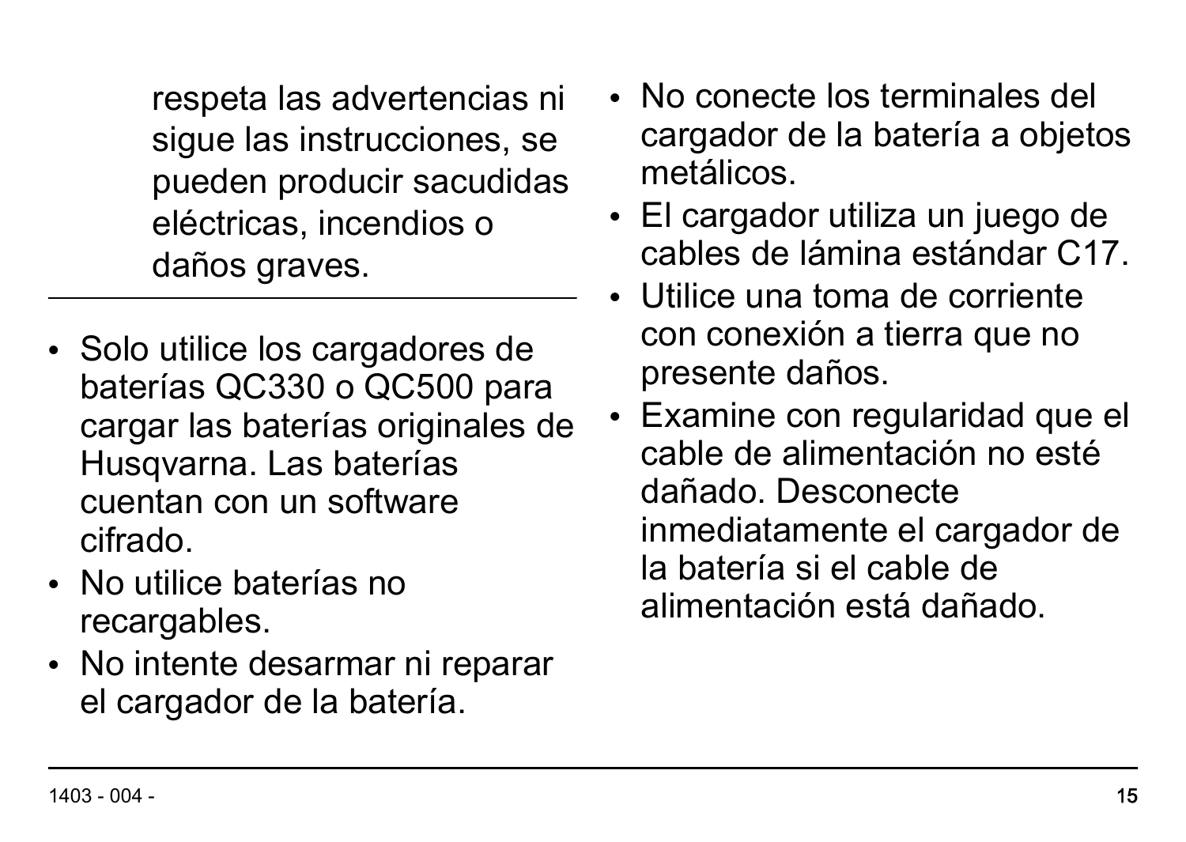respeta las advertencias ni sigue las instrucciones, se pueden producir sacudidas eléctricas, incendios o daños graves.

---

- Solo utilice los cargadores de baterías QC330 o QC500 para cargar las baterías originales de Husqvarna. Las baterías cuentan con un software cifrado.
- No utilice baterías no recargables.
- No intente desarmar ni reparar el cargador de la batería.
- No conecte los terminales del cargador de la batería a objetos metálicos.
- El cargador utiliza un juego de cables de lámina estándar C17.
- Utilice una toma de corriente con conexión a tierra que no presente daños.
- Examine con regularidad que el cable de alimentación no esté dañado. Desconecte inmediatamente el cargador de la batería si el cable de alimentación está dañado.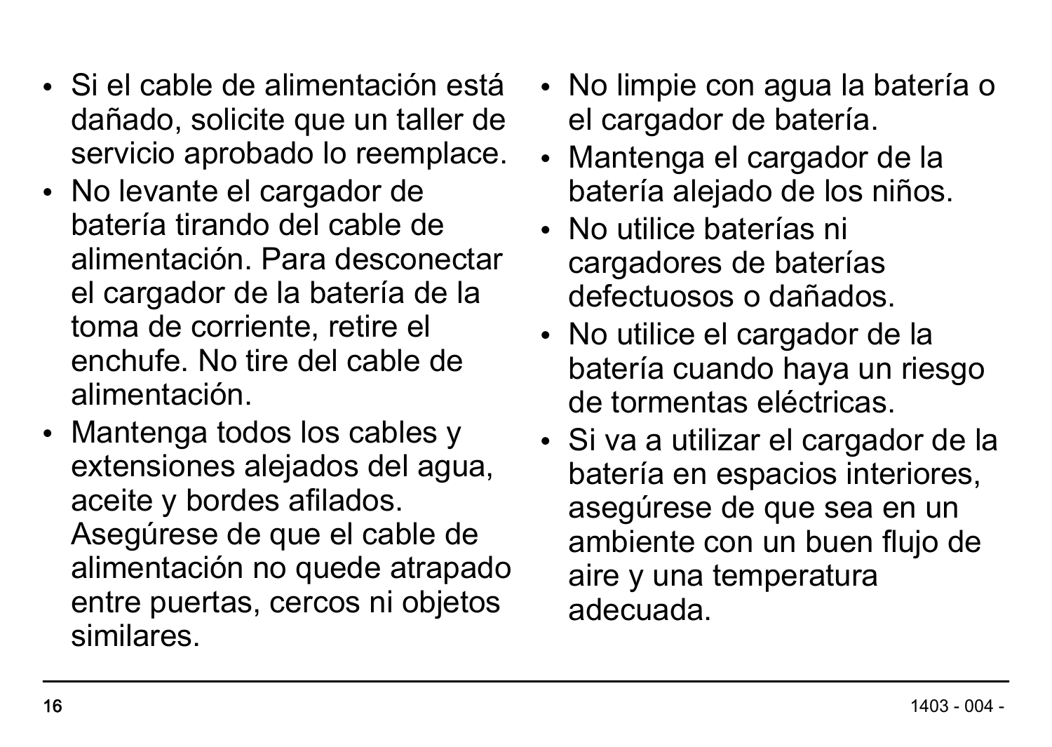- Si el cable de alimentación está dañado, solicite que un taller de servicio aprobado lo reemplace.
- No levante el cargador de batería tirando del cable de alimentación. Para desconectar el cargador de la batería de la toma de corriente, retire el enchufe. No tire del cable de alimentación.
- Mantenga todos los cables y extensiones alejados del agua, aceite y bordes afilados. Asegúrese de que el cable de alimentación no quede atrapado entre puertas, cercos ni objetos similares.
- No limpie con agua la batería o el cargador de batería.
- Mantenga el cargador de la batería alejado de los niños.
- No utilice baterías ni cargadores de baterías defectuosos o dañados.
- No utilice el cargador de la batería cuando haya un riesgo de tormentas eléctricas.
- Si va a utilizar el cargador de la batería en espacios interiores, asegúrese de que sea en un ambiente con un buen flujo de aire y una temperatura adecuada.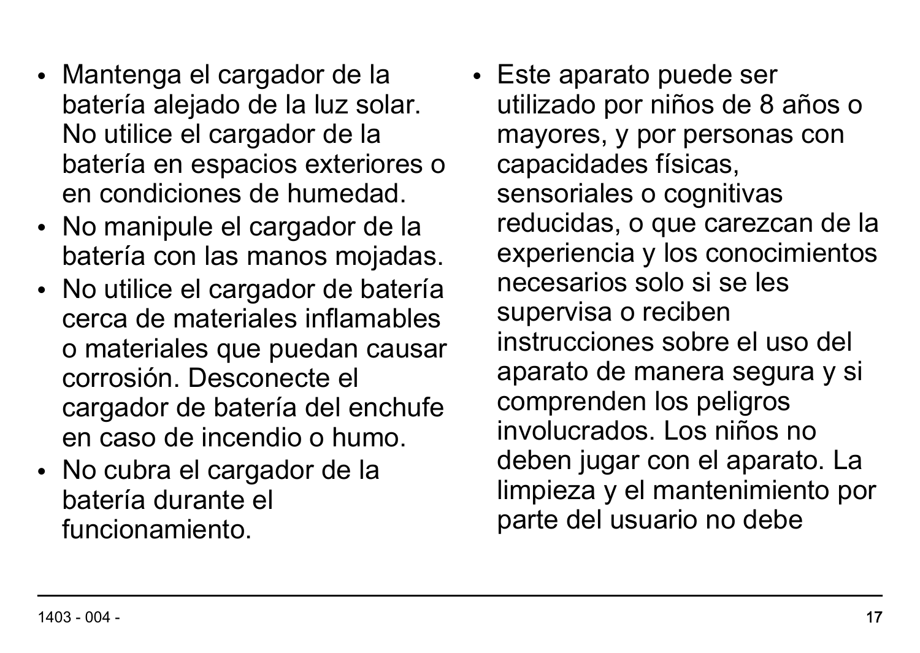- Mantenga el cargador de la batería alejado de la luz solar. No utilice el cargador de la batería en espacios exteriores o en condiciones de humedad.
- No manipule el cargador de la batería con las manos mojadas.
- No utilice el cargador de batería cerca de materiales inflamables o materiales que puedan causar corrosión. Desconecte el cargador de batería del enchufe en caso de incendio o humo.
- No cubra el cargador de la batería durante el funcionamiento.
- Este aparato puede ser utilizado por niños de 8 años o mayores, y por personas con capacidades físicas, sensoriales o cognitivas reducidas, o que carezcan de la experiencia y los conocimientos necesarios solo si se les supervisa o reciben instrucciones sobre el uso del aparato de manera segura y si comprenden los peligros involucrados. Los niños no deben jugar con el aparato. La limpieza y el mantenimiento por parte del usuario no debe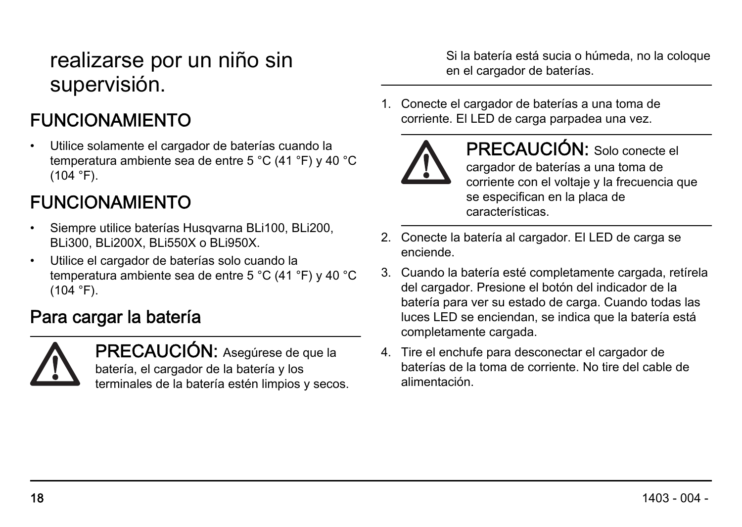realizarse por un niño sin supervisión.

## FUNCIONAMIENTO

- Utilice solamente el cargador de baterías cuando la temperatura ambiente sea de entre 5 °C (41 °F) y 40 °C (104 °F).

## FUNCIONAMIENTO

- Siempre utilice baterías Husqvarna BLi100, BLi200, BLi300, BLi200X, BLi550X o BLi950X.
- Utilice el cargador de baterías solo cuando la temperatura ambiente sea de entre 5 °C (41 °F) y 40 °C (104 °F).

## Para cargar la batería

---

**PRECAUCIÓN:** Asegúrese de que la batería, el cargador de la batería y los terminales de la batería estén limpios y secos. Si la batería está sucia o húmeda, no la coloque en el cargador de baterías.

---

1. Conecte el cargador de baterías a una toma de corriente. El LED de carga parpadea una vez.

   ---

   **PRECAUCIÓN:** Solo conecte el cargador de baterías a una toma de corriente con el voltaje y la frecuencia que se especifican en la placa de características.

   ---

2. Conecte la batería al cargador. El LED de carga se enciende.
3. Cuando la batería esté completamente cargada, retírela del cargador. Presione el botón del indicador de la batería para ver su estado de carga. Cuando todas las luces LED se enciendan, se indica que la batería está completamente cargada.
4. Tire el enchufe para desconectar el cargador de baterías de la toma de corriente. No tire del cable de alimentación.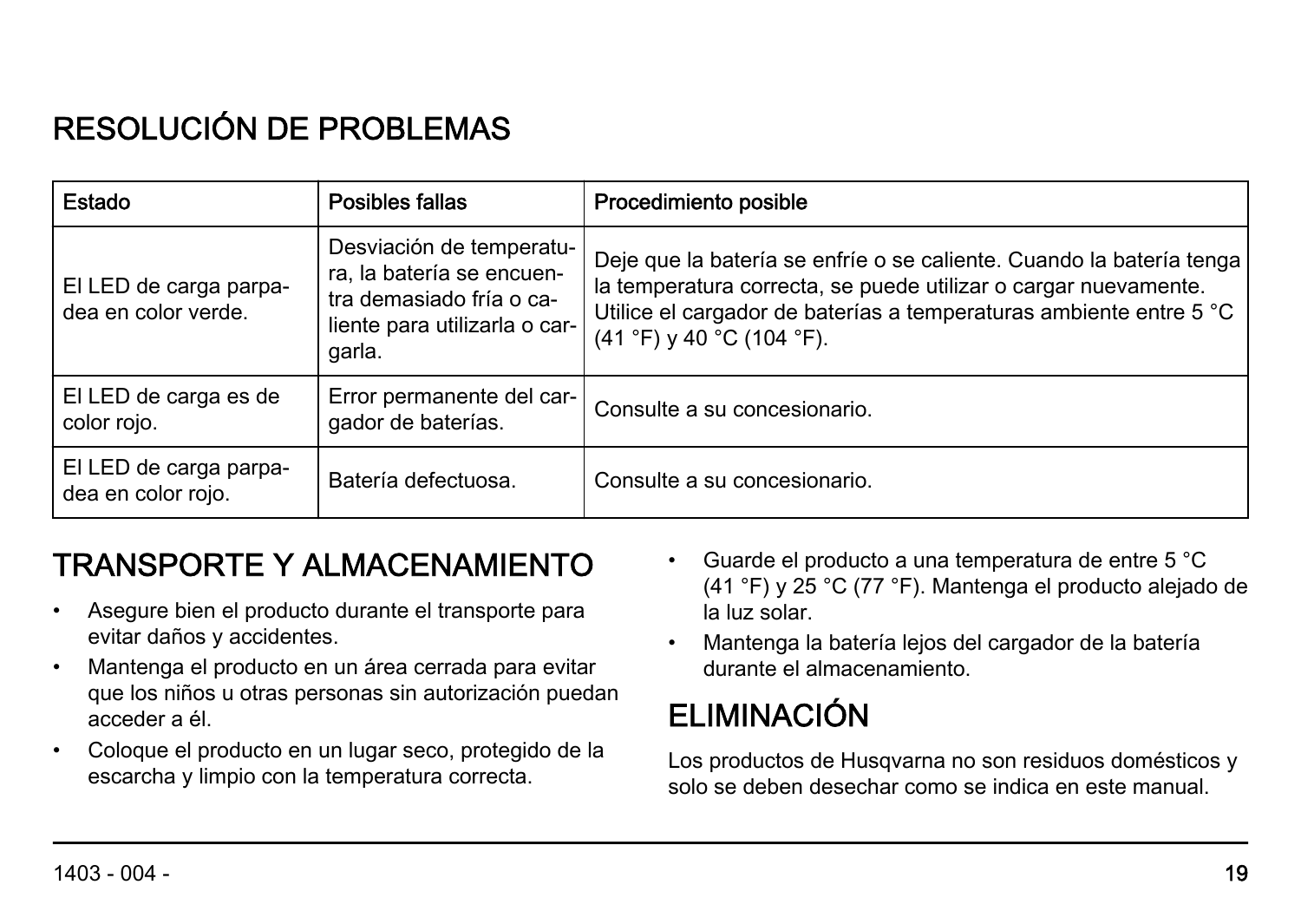# RESOLUCIÓN DE PROBLEMAS

| Estado | Posibles fallas | Procedimiento posible |
|---|---|---|
| El LED de carga parpadea en color verde. | Desviación de temperatura, la batería se encuentra demasiado fría o caliente para utilizarla o cargarla. | Deje que la batería se enfríe o se caliente. Cuando la batería tenga la temperatura correcta, se puede utilizar o cargar nuevamente. Utilice el cargador de baterías a temperaturas ambiente entre 5 °C (41 °F) y 40 °C (104 °F). |
| El LED de carga es de color rojo. | Error permanente del cargador de baterías. | Consulte a su concesionario. |
| El LED de carga parpadea en color rojo. | Batería defectuosa. | Consulte a su concesionario. |

# TRANSPORTE Y ALMACENAMIENTO

- Asegure bien el producto durante el transporte para evitar daños y accidentes.
- Mantenga el producto en un área cerrada para evitar que los niños u otras personas sin autorización puedan acceder a él.
- Coloque el producto en un lugar seco, protegido de la escarcha y limpio con la temperatura correcta.
- Guarde el producto a una temperatura de entre 5 °C (41 °F) y 25 °C (77 °F). Mantenga el producto alejado de la luz solar.
- Mantenga la batería lejos del cargador de la batería durante el almacenamiento.

# ELIMINACIÓN

Los productos de Husqvarna no son residuos domésticos y solo se deben desechar como se indica en este manual.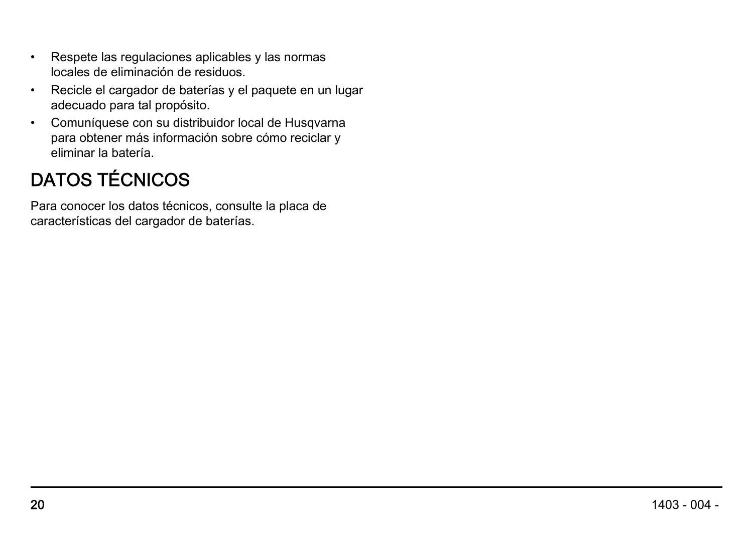- Respete las regulaciones aplicables y las normas locales de eliminación de residuos.
- Recicle el cargador de baterías y el paquete en un lugar adecuado para tal propósito.
- Comuníquese con su distribuidor local de Husqvarna para obtener más información sobre cómo reciclar y eliminar la batería.

## DATOS TÉCNICOS

Para conocer los datos técnicos, consulte la placa de características del cargador de baterías.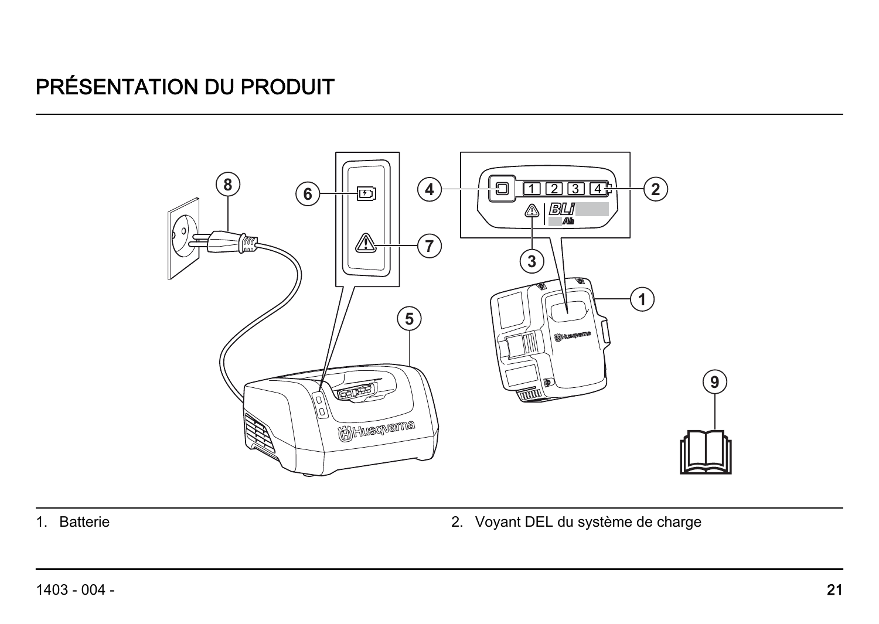# PRÉSENTATION DU PRODUIT

1. Batterie
2. Voyant DEL du système de charge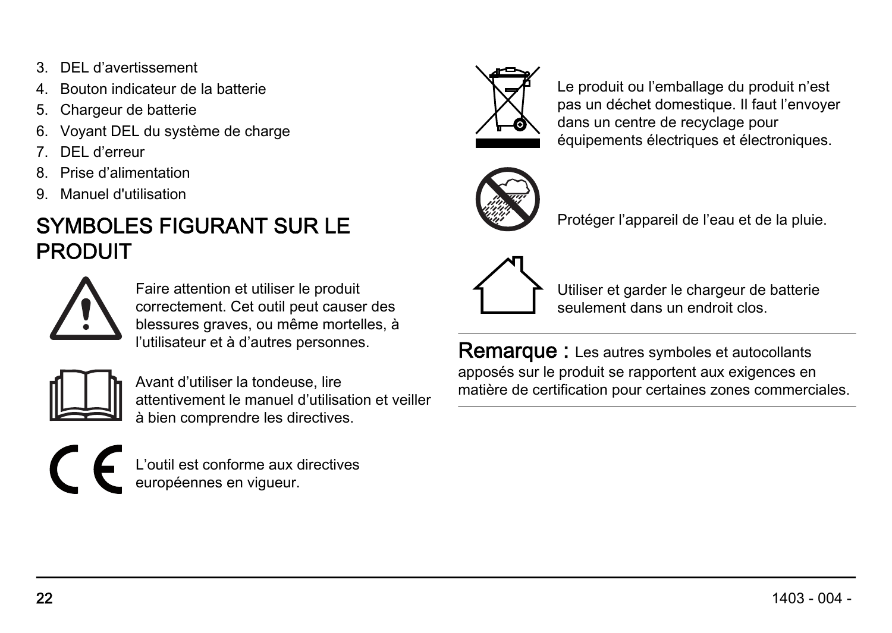3. DEL d’avertissement
4. Bouton indicateur de la batterie
5. Chargeur de batterie
6. Voyant DEL du système de charge
7. DEL d’erreur
8. Prise d’alimentation
9. Manuel d'utilisation

## SYMBOLES FIGURANT SUR LE PRODUIT

Faire attention et utiliser le produit correctement. Cet outil peut causer des blessures graves, ou même mortelles, à l’utilisateur et à d’autres personnes.

Avant d’utiliser la tondeuse, lire attentivement le manuel d’utilisation et veiller à bien comprendre les directives.

L’outil est conforme aux directives européennes en vigueur.

Le produit ou l’emballage du produit n’est pas un déchet domestique. Il faut l’envoyer dans un centre de recyclage pour équipements électriques et électroniques.

Protéger l’appareil de l’eau et de la pluie.

Utiliser et garder le chargeur de batterie seulement dans un endroit clos.

---

**Remarque :** Les autres symboles et autocollants apposés sur le produit se rapportent aux exigences en matière de certification pour certaines zones commerciales.

---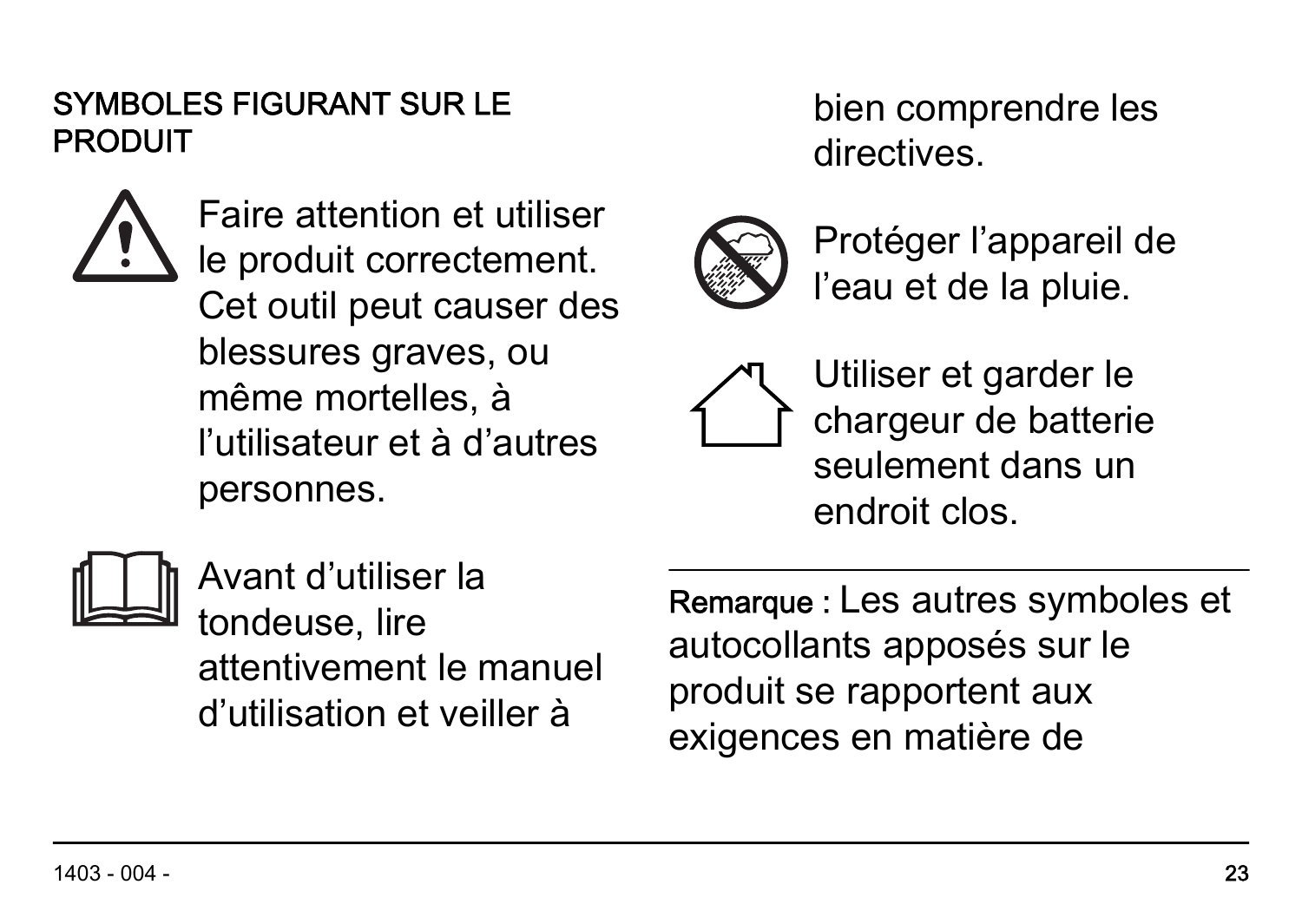## SYMBOLES FIGURANT SUR LE PRODUIT

Faire attention et utiliser le produit correctement. Cet outil peut causer des blessures graves, ou même mortelles, à l’utilisateur et à d’autres personnes.

Avant d’utiliser la tondeuse, lire attentivement le manuel d’utilisation et veiller à bien comprendre les directives.

Protéger l’appareil de l’eau et de la pluie.

Utiliser et garder le chargeur de batterie seulement dans un endroit clos.

---

**Remarque :** Les autres symboles et autocollants apposés sur le produit se rapportent aux exigences en matière de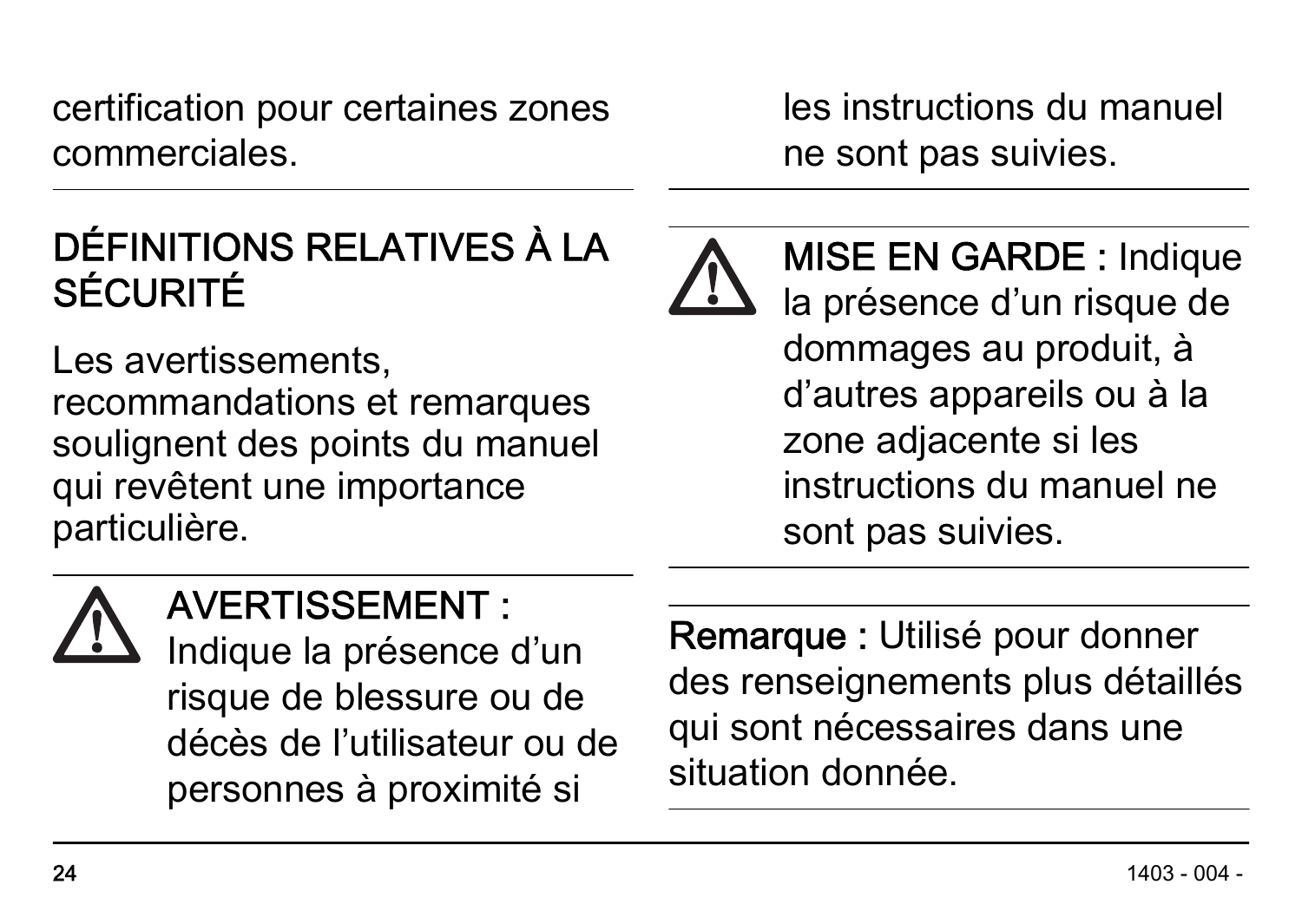certification pour certaines zones commerciales.

## DÉFINITIONS RELATIVES À LA SÉCURITÉ

Les avertissements, recommandations et remarques soulignent des points du manuel qui revêtent une importance particulière.

**AVERTISSEMENT :** Indique la présence d'un risque de blessure ou de décès de l'utilisateur ou de personnes à proximité si les instructions du manuel ne sont pas suivies.

**MISE EN GARDE :** Indique la présence d'un risque de dommages au produit, à d'autres appareils ou à la zone adjacente si les instructions du manuel ne sont pas suivies.

**Remarque :** Utilisé pour donner des renseignements plus détaillés qui sont nécessaires dans une situation donnée.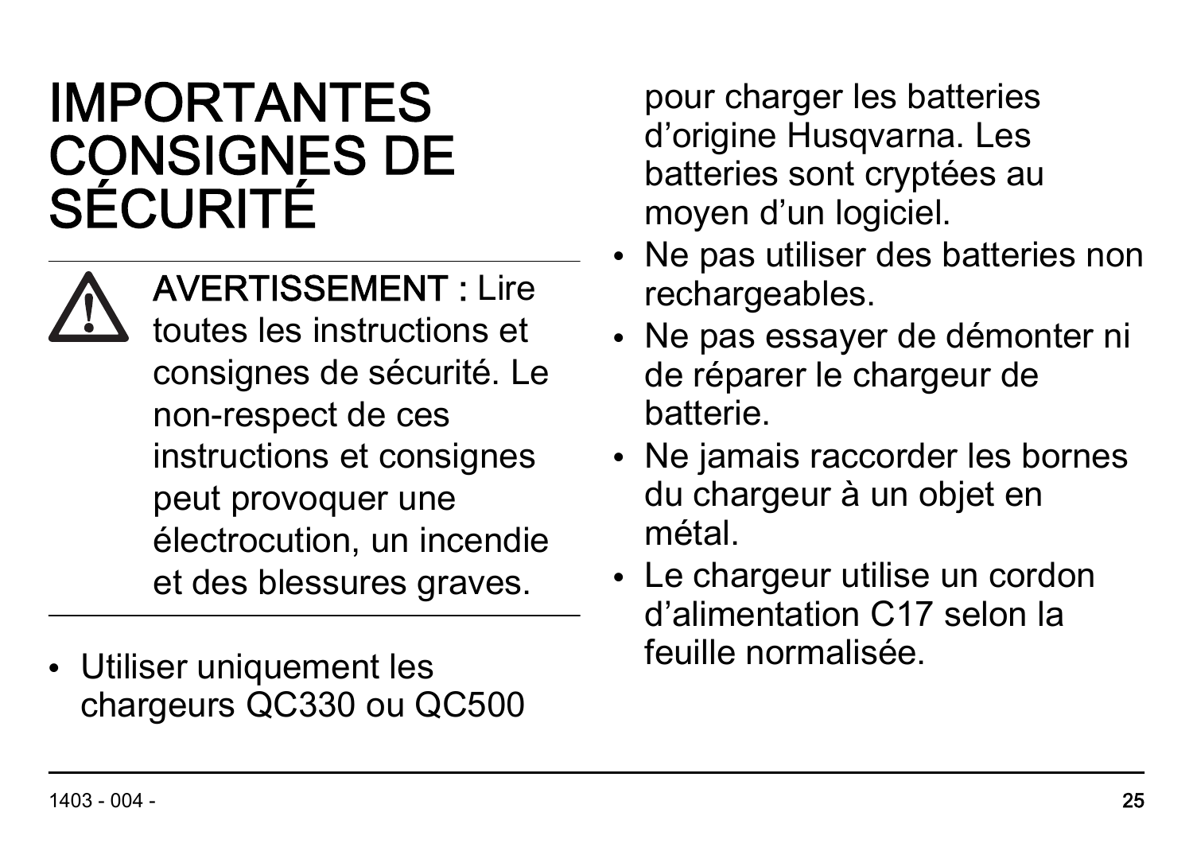# IMPORTANTES CONSIGNES DE SÉCURITÉ

**AVERTISSEMENT :** Lire toutes les instructions et consignes de sécurité. Le non-respect de ces instructions et consignes peut provoquer une électrocution, un incendie et des blessures graves.

- Utiliser uniquement les chargeurs QC330 ou QC500 pour charger les batteries d'origine Husqvarna. Les batteries sont cryptées au moyen d'un logiciel.
- Ne pas utiliser des batteries non rechargeables.
- Ne pas essayer de démonter ni de réparer le chargeur de batterie.
- Ne jamais raccorder les bornes du chargeur à un objet en métal.
- Le chargeur utilise un cordon d'alimentation C17 selon la feuille normalisée.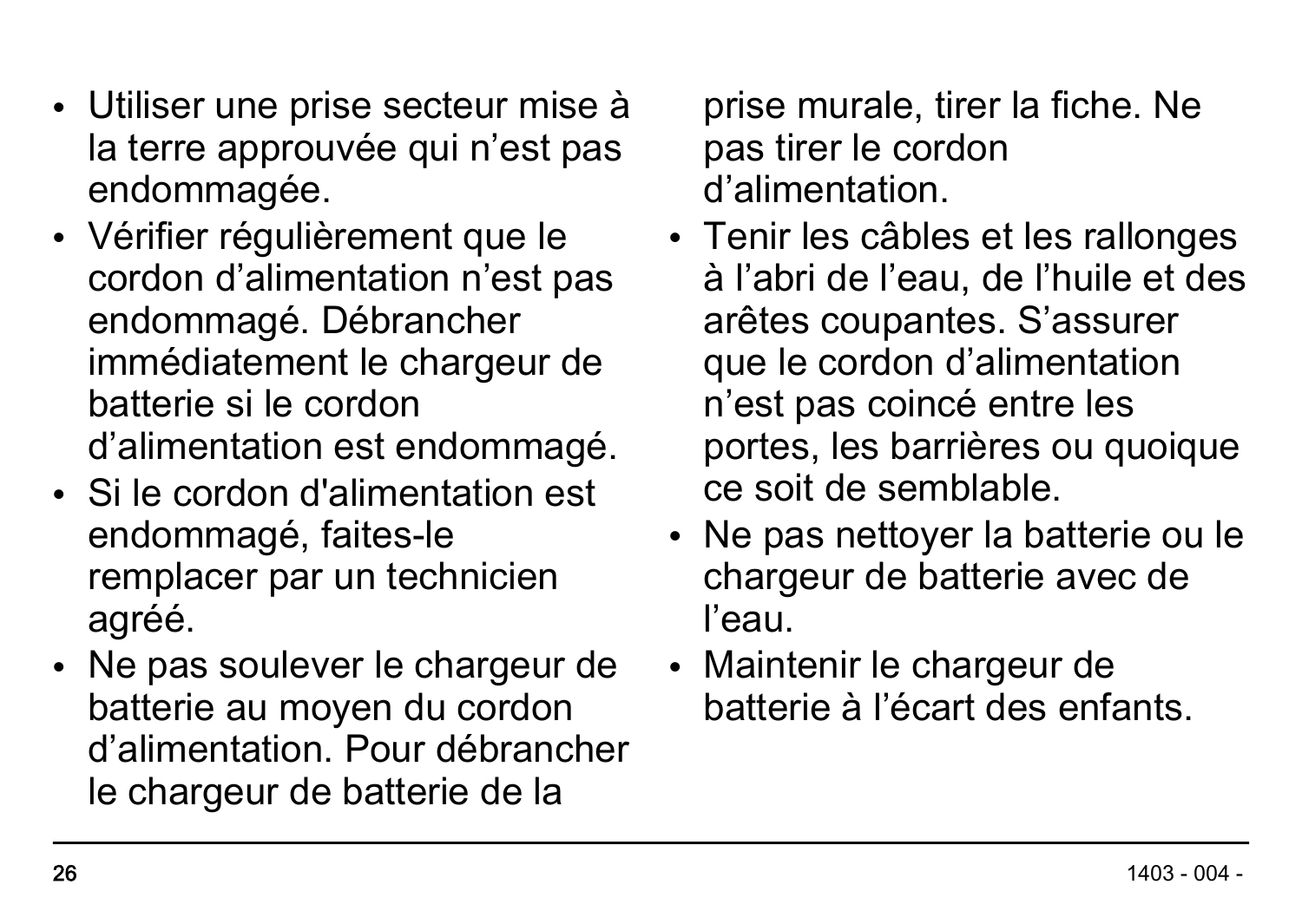- Utiliser une prise secteur mise à la terre approuvée qui n’est pas endommagée.
- Vérifier régulièrement que le cordon d’alimentation n’est pas endommagé. Débrancher immédiatement le chargeur de batterie si le cordon d’alimentation est endommagé.
- Si le cordon d'alimentation est endommagé, faites-le remplacer par un technicien agréé.
- Ne pas soulever le chargeur de batterie au moyen du cordon d’alimentation. Pour débrancher le chargeur de batterie de la prise murale, tirer la fiche. Ne pas tirer le cordon d’alimentation.
- Tenir les câbles et les rallonges à l’abri de l’eau, de l’huile et des arêtes coupantes. S’assurer que le cordon d’alimentation n’est pas coincé entre les portes, les barrières ou quoique ce soit de semblable.
- Ne pas nettoyer la batterie ou le chargeur de batterie avec de l’eau.
- Maintenir le chargeur de batterie à l’écart des enfants.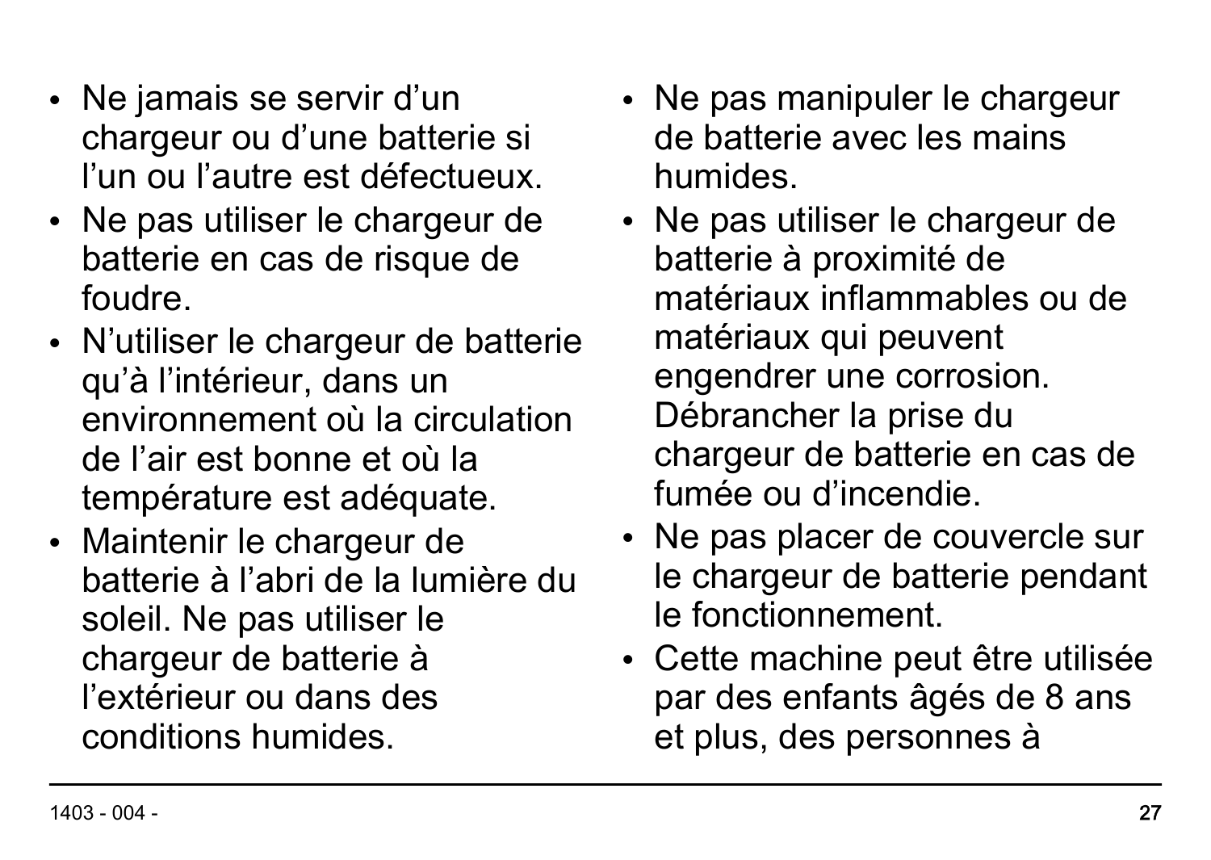- Ne jamais se servir d’un chargeur ou d’une batterie si l’un ou l’autre est défectueux.
- Ne pas utiliser le chargeur de batterie en cas de risque de foudre.
- N’utiliser le chargeur de batterie qu’à l’intérieur, dans un environnement où la circulation de l’air est bonne et où la température est adéquate.
- Maintenir le chargeur de batterie à l’abri de la lumière du soleil. Ne pas utiliser le chargeur de batterie à l’extérieur ou dans des conditions humides.
- Ne pas manipuler le chargeur de batterie avec les mains humides.
- Ne pas utiliser le chargeur de batterie à proximité de matériaux inflammables ou de matériaux qui peuvent engendrer une corrosion. Débrancher la prise du chargeur de batterie en cas de fumée ou d’incendie.
- Ne pas placer de couvercle sur le chargeur de batterie pendant le fonctionnement.
- Cette machine peut être utilisée par des enfants âgés de 8 ans et plus, des personnes à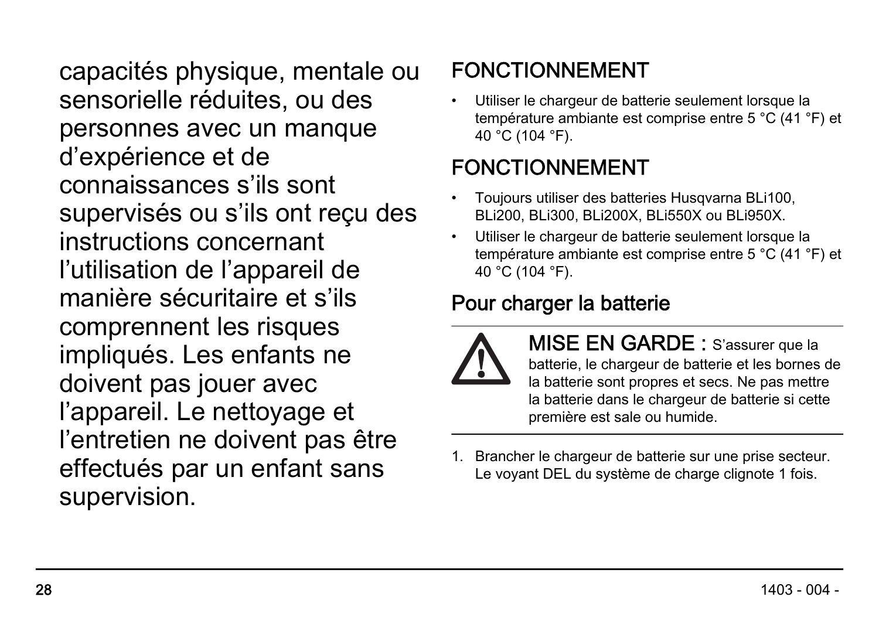capacités physique, mentale ou sensorielle réduites, ou des personnes avec un manque d'expérience et de connaissances s'ils sont supervisés ou s'ils ont reçu des instructions concernant l'utilisation de l'appareil de manière sécuritaire et s'ils comprennent les risques impliqués. Les enfants ne doivent pas jouer avec l'appareil. Le nettoyage et l'entretien ne doivent pas être effectués par un enfant sans supervision.

## FONCTIONNEMENT

- Utiliser le chargeur de batterie seulement lorsque la température ambiante est comprise entre 5 °C (41 °F) et 40 °C (104 °F).

## FONCTIONNEMENT

- Toujours utiliser des batteries Husqvarna BLi100, BLi200, BLi300, BLi200X, BLi550X ou BLi950X.
- Utiliser le chargeur de batterie seulement lorsque la température ambiante est comprise entre 5 °C (41 °F) et 40 °C (104 °F).

## Pour charger la batterie

---

**MISE EN GARDE :** S'assurer que la batterie, le chargeur de batterie et les bornes de la batterie sont propres et secs. Ne pas mettre la batterie dans le chargeur de batterie si cette première est sale ou humide.

---

1. Brancher le chargeur de batterie sur une prise secteur. Le voyant DEL du système de charge clignote 1 fois.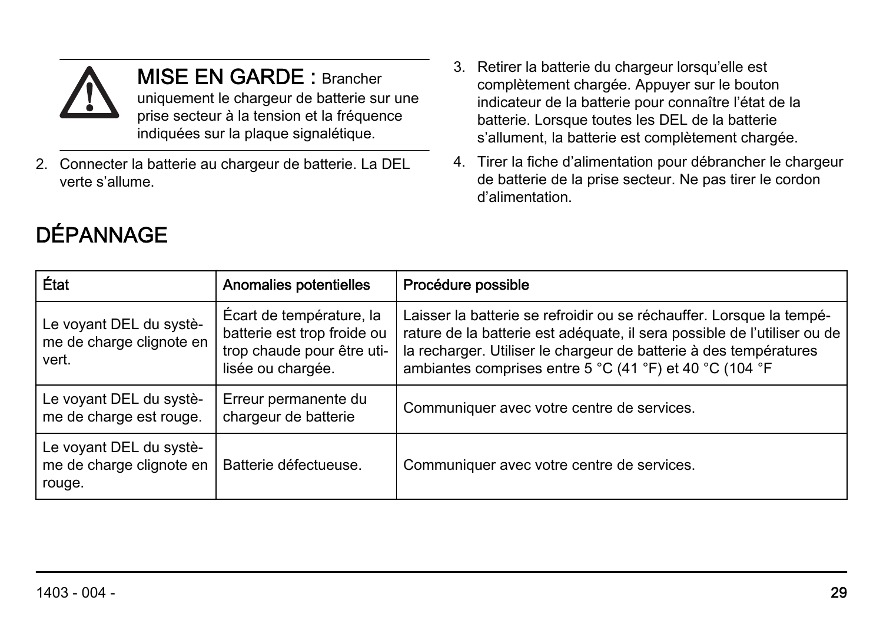**MISE EN GARDE :** Brancher uniquement le chargeur de batterie sur une prise secteur à la tension et la fréquence indiquées sur la plaque signalétique.

2. Connecter la batterie au chargeur de batterie. La DEL verte s’allume.
3. Retirer la batterie du chargeur lorsqu’elle est complètement chargée. Appuyer sur le bouton indicateur de la batterie pour connaître l’état de la batterie. Lorsque toutes les DEL de la batterie s’allument, la batterie est complètement chargée.
4. Tirer la fiche d’alimentation pour débrancher le chargeur de batterie de la prise secteur. Ne pas tirer le cordon d’alimentation.

## DÉPANNAGE

| État | Anomalies potentielles | Procédure possible |
| --- | --- | --- |
| Le voyant DEL du système de charge clignote en vert. | Écart de température, la batterie est trop froide ou trop chaude pour être utilisée ou chargée. | Laisser la batterie se refroidir ou se réchauffer. Lorsque la température de la batterie est adéquate, il sera possible de l’utiliser ou de la recharger. Utiliser le chargeur de batterie à des températures ambiantes comprises entre 5 °C (41 °F) et 40 °C (104 °F |
| Le voyant DEL du système de charge est rouge. | Erreur permanente du chargeur de batterie | Communiquer avec votre centre de services. |
| Le voyant DEL du système de charge clignote en rouge. | Batterie défectueuse. | Communiquer avec votre centre de services. |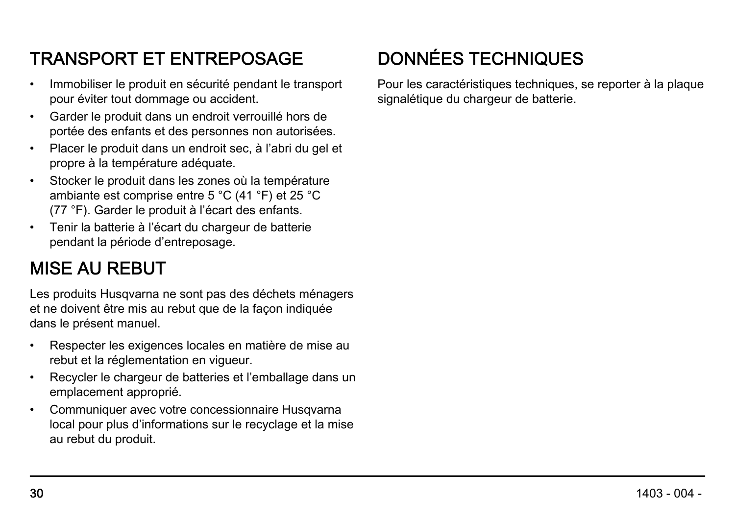## TRANSPORT ET ENTREPOSAGE

- Immobiliser le produit en sécurité pendant le transport pour éviter tout dommage ou accident.
- Garder le produit dans un endroit verrouillé hors de portée des enfants et des personnes non autorisées.
- Placer le produit dans un endroit sec, à l'abri du gel et propre à la température adéquate.
- Stocker le produit dans les zones où la température ambiante est comprise entre 5 °C (41 °F) et 25 °C (77 °F). Garder le produit à l'écart des enfants.
- Tenir la batterie à l'écart du chargeur de batterie pendant la période d'entreposage.

## MISE AU REBUT

Les produits Husqvarna ne sont pas des déchets ménagers et ne doivent être mis au rebut que de la façon indiquée dans le présent manuel.

- Respecter les exigences locales en matière de mise au rebut et la réglementation en vigueur.
- Recycler le chargeur de batteries et l'emballage dans un emplacement approprié.
- Communiquer avec votre concessionnaire Husqvarna local pour plus d'informations sur le recyclage et la mise au rebut du produit.

## DONNÉES TECHNIQUES

Pour les caractéristiques techniques, se reporter à la plaque signalétique du chargeur de batterie.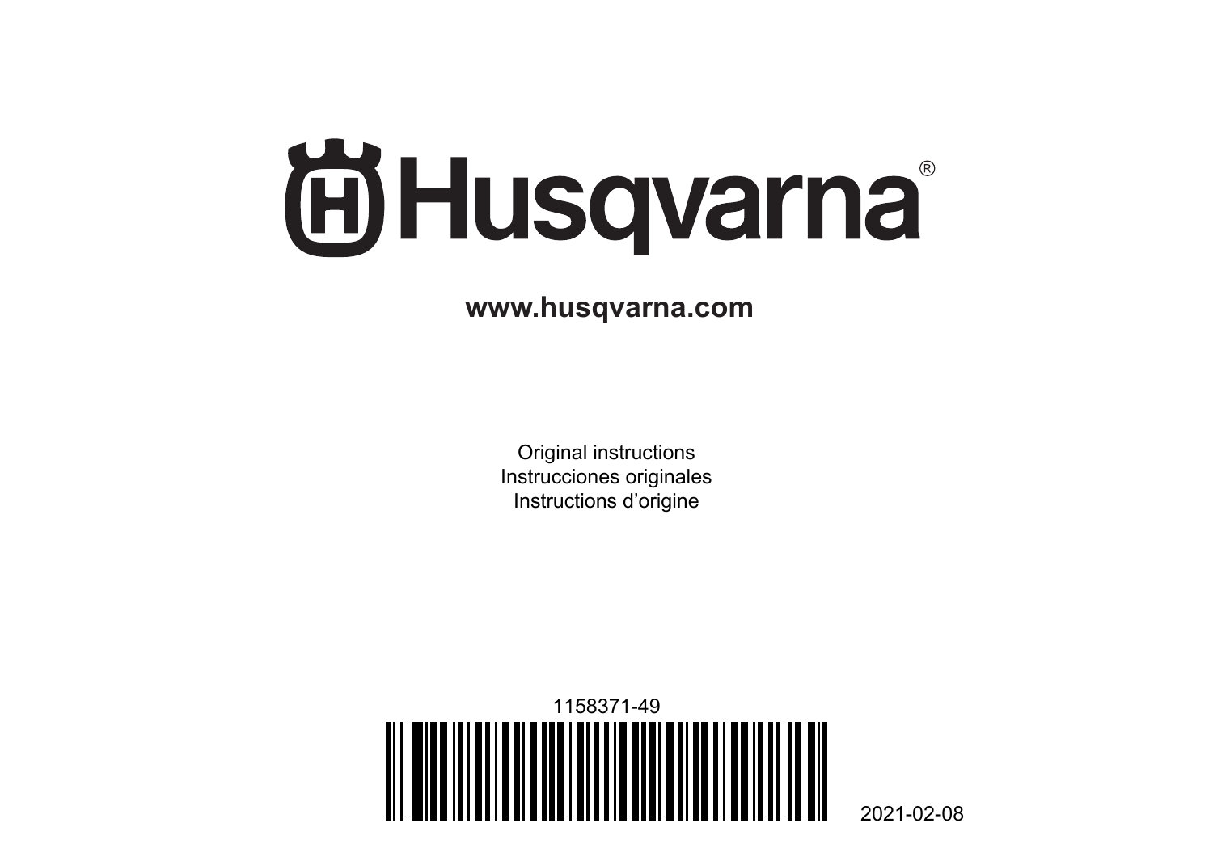Husqvarna®

**www.husqvarna.com**

Original instructions
Instrucciones originales
Instructions d’origine

1158371-49

2021-02-08